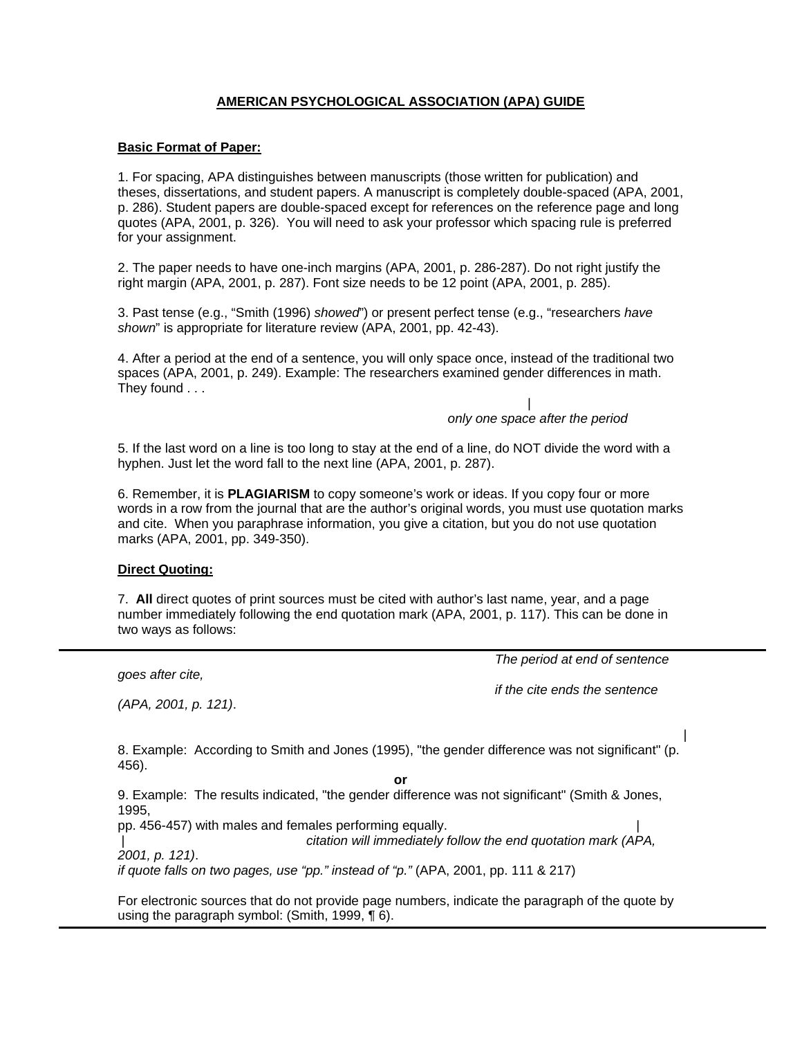# AMERICAN PSYCHOLOGICAL ASSOCIATION (APA) GUIDE

## Basic Format of Paper:

1. For spacing, APA distinguishes between manuscripts (those written for publication) and theses, dissertations, and student papers. A manuscript is completely double-spaced (APA, 2001, p. 286). Student papers are double-spaced except for references on the reference page and long quotes (APA, 2001, p. 326). You will need to ask your professor which spacing rule is preferred for your assignment.

2. The paper needs to have one-inch margins (APA, 2001, p. 286-287). Do not right justify the right margin (APA, 2001, p. 287). Font size needs to be 12 point (APA, 2001, p. 285).

3. Past tense (e.g., "Smith (1996) *showed*") or present perfect tense (e.g., "researchers *have shown*" is appropriate for literature review (APA, 2001, pp. 42-43).

4. After a period at the end of a sentence, you will only space once, instead of the traditional two spaces (APA, 2001, p. 249). Example: The researchers examined gender differences in math. They found . . .

|
*only one space after the period*

5. If the last word on a line is too long to stay at the end of a line, do NOT divide the word with a hyphen. Just let the word fall to the next line (APA, 2001, p. 287).

6. Remember, it is **PLAGIARISM** to copy someone's work or ideas. If you copy four or more words in a row from the journal that are the author's original words, you must use quotation marks and cite. When you paraphrase information, you give a citation, but you do not use quotation marks (APA, 2001, pp. 349-350).

## Direct Quoting:

7. **All** direct quotes of print sources must be cited with author's last name, year, and a page number immediately following the end quotation mark (APA, 2001, p. 117). This can be done in two ways as follows:

---

*The period at end of sentence goes after cite, if the cite ends the sentence (APA, 2001, p. 121)*.

|

8. Example: According to Smith and Jones (1995), "the gender difference was not significant" (p. 456).

**or**

9. Example: The results indicated, "the gender difference was not significant" (Smith & Jones, 1995, pp. 456-457) with males and females performing equally.

| |
*citation will immediately follow the end quotation mark (APA, 2001, p. 121)*.

*if quote falls on two pages, use "pp." instead of "p."* (APA, 2001, pp. 111 & 217)

For electronic sources that do not provide page numbers, indicate the paragraph of the quote by using the paragraph symbol: (Smith, 1999, ¶ 6).

---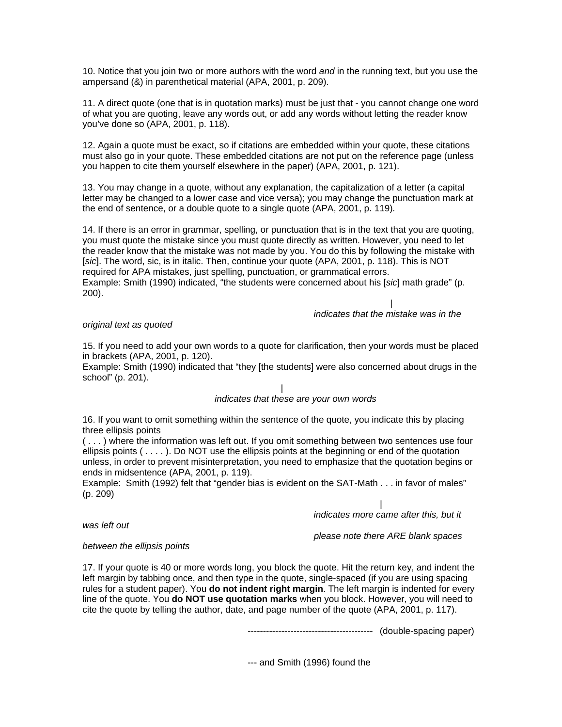10. Notice that you join two or more authors with the word *and* in the running text, but you use the ampersand (&) in parenthetical material (APA, 2001, p. 209).

11. A direct quote (one that is in quotation marks) must be just that - you cannot change one word of what you are quoting, leave any words out, or add any words without letting the reader know you've done so (APA, 2001, p. 118).

12. Again a quote must be exact, so if citations are embedded within your quote, these citations must also go in your quote. These embedded citations are not put on the reference page (unless you happen to cite them yourself elsewhere in the paper) (APA, 2001, p. 121).

13. You may change in a quote, without any explanation, the capitalization of a letter (a capital letter may be changed to a lower case and vice versa); you may change the punctuation mark at the end of sentence, or a double quote to a single quote (APA, 2001, p. 119).

14. If there is an error in grammar, spelling, or punctuation that is in the text that you are quoting, you must quote the mistake since you must quote directly as written. However, you need to let the reader know that the mistake was not made by you. You do this by following the mistake with [*sic*]. The word, sic, is in italic. Then, continue your quote (APA, 2001, p. 118). This is NOT required for APA mistakes, just spelling, punctuation, or grammatical errors.
Example: Smith (1990) indicated, "the students were concerned about his [*sic*] math grade" (p. 200).

|
*indicates that the mistake was in the original text as quoted*

15. If you need to add your own words to a quote for clarification, then your words must be placed in brackets (APA, 2001, p. 120).
Example: Smith (1990) indicated that "they [the students] were also concerned about drugs in the school" (p. 201).

|
*indicates that these are your own words*

16. If you want to omit something within the sentence of the quote, you indicate this by placing three ellipsis points
( . . . ) where the information was left out. If you omit something between two sentences use four ellipsis points ( . . . . ). Do NOT use the ellipsis points at the beginning or end of the quotation unless, in order to prevent misinterpretation, you need to emphasize that the quotation begins or ends in midsentence (APA, 2001, p. 119).
Example: Smith (1992) felt that "gender bias is evident on the SAT-Math . . . in favor of males" (p. 209)

|
*indicates more came after this, but it was left out*

*please note there ARE blank spaces between the ellipsis points*

17. If your quote is 40 or more words long, you block the quote. Hit the return key, and indent the left margin by tabbing once, and then type in the quote, single-spaced (if you are using spacing rules for a student paper). You **do not indent right margin**. The left margin is indented for every line of the quote. You **do NOT use quotation marks** when you block. However, you will need to cite the quote by telling the author, date, and page number of the quote (APA, 2001, p. 117).

----------------------------------------- (double-spacing paper)

--- and Smith (1996) found the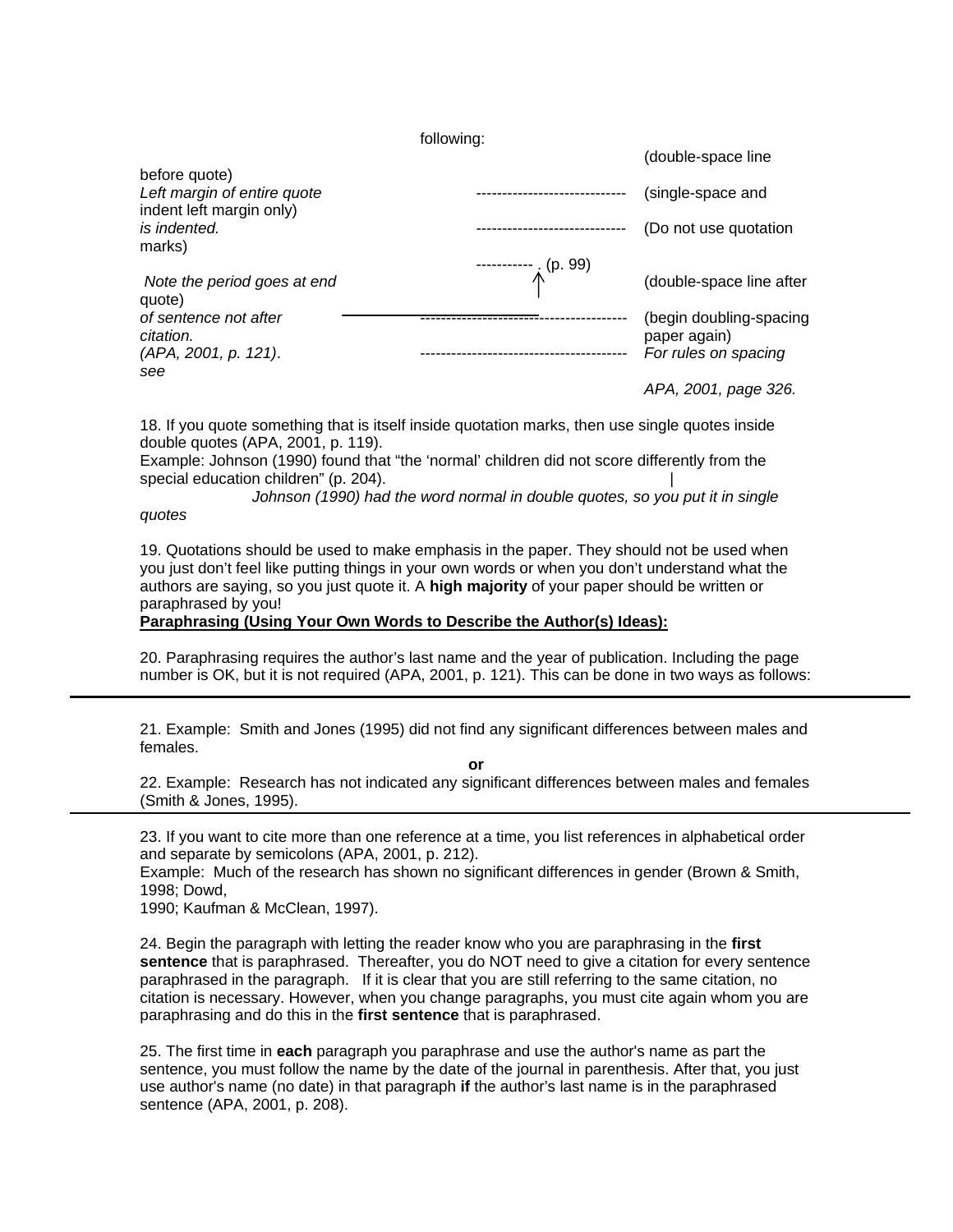following:

*Left margin of entire quote is indented.*

*Note the period goes at end of sentence not after citation.*

*(APA, 2001, p. 121).*

```
                    (double-space line before quote)
----------------------------   (single-space and indent left margin only)
----------------------------   (Do not use quotation marks)
----------- . (p. 99)
           ↑                   (double-space line after quote)
---------------------------------------   (begin doubling-spacing paper again)
---------------------------------------   For rules on spacing see
                                          APA, 2001, page 326.
```

18. If you quote something that is itself inside quotation marks, then use single quotes inside double quotes (APA, 2001, p. 119).
Example: Johnson (1990) found that “the ‘normal’ children did not score differently from the special education children” (p. 204).
*Johnson (1990) had the word normal in double quotes, so you put it in single quotes*

19. Quotations should be used to make emphasis in the paper. They should not be used when you just don’t feel like putting things in your own words or when you don’t understand what the authors are saying, so you just quote it. A **high majority** of your paper should be written or paraphrased by you!

**Paraphrasing (Using Your Own Words to Describe the Author(s) Ideas):**

20. Paraphrasing requires the author’s last name and the year of publication. Including the page number is OK, but it is not required (APA, 2001, p. 121). This can be done in two ways as follows:

---

21. Example: Smith and Jones (1995) did not find any significant differences between males and females.

**or**

22. Example: Research has not indicated any significant differences between males and females (Smith & Jones, 1995).

---

23. If you want to cite more than one reference at a time, you list references in alphabetical order and separate by semicolons (APA, 2001, p. 212).
Example: Much of the research has shown no significant differences in gender (Brown & Smith, 1998; Dowd, 1990; Kaufman & McClean, 1997).

24. Begin the paragraph with letting the reader know who you are paraphrasing in the **first sentence** that is paraphrased. Thereafter, you do NOT need to give a citation for every sentence paraphrased in the paragraph. If it is clear that you are still referring to the same citation, no citation is necessary. However, when you change paragraphs, you must cite again whom you are paraphrasing and do this in the **first sentence** that is paraphrased.

25. The first time in **each** paragraph you paraphrase and use the author's name as part the sentence, you must follow the name by the date of the journal in parenthesis. After that, you just use author's name (no date) in that paragraph **if** the author's last name is in the paraphrased sentence (APA, 2001, p. 208).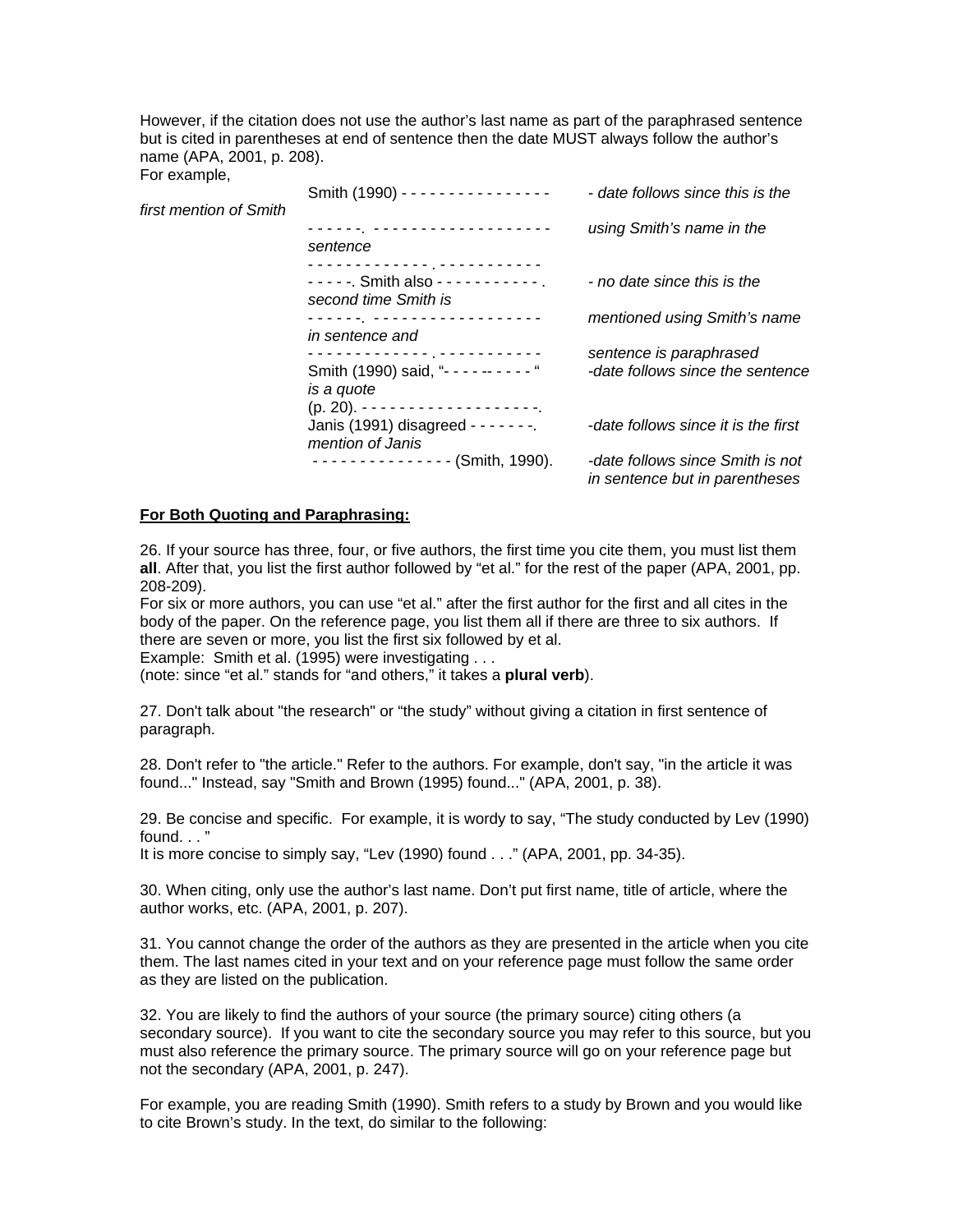However, if the citation does not use the author's last name as part of the paraphrased sentence but is cited in parentheses at end of sentence then the date MUST always follow the author's name (APA, 2001, p. 208).

For example,

| Example | Explanation |
| --- | --- |
| Smith (1990) - - - - - - - - - - - - - - - - | *- date follows since this is the first mention of Smith* |
| - - - - - -. - - - - - - - - - - - - - - - - - - - | *using Smith's name in the sentence* |
| - - - - - - - - - - - - - . - - - - - - - - - - - | |
| - - - - -. Smith also - - - - - - - - - - - . | *- no date since this is the second time Smith is* |
| - - - - - -. - - - - - - - - - - - - - - - - - - | *mentioned using Smith's name in sentence and* |
| - - - - - - - - - - - - - . - - - - - - - - - - - | *sentence is paraphrased* |
| Smith (1990) said, "- - - - -- - - - - " (p. 20). - - - - - - - - - - - - - - - - - - - -. | *-date follows since the sentence is a quote* |
| Janis (1991) disagreed - - - - - - -. | *-date follows since it is the first mention of Janis* |
| - - - - - - - - - - - - - - - (Smith, 1990). | *-date follows since Smith is not in sentence but in parentheses* |

**For Both Quoting and Paraphrasing:**

26. If your source has three, four, or five authors, the first time you cite them, you must list them **all**. After that, you list the first author followed by "et al." for the rest of the paper (APA, 2001, pp. 208-209).

For six or more authors, you can use "et al." after the first author for the first and all cites in the body of the paper. On the reference page, you list them all if there are three to six authors. If there are seven or more, you list the first six followed by et al.

Example: Smith et al. (1995) were investigating . . .

(note: since "et al." stands for "and others," it takes a **plural verb**).

27. Don't talk about "the research" or "the study" without giving a citation in first sentence of paragraph.

28. Don't refer to "the article." Refer to the authors. For example, don't say, "in the article it was found..." Instead, say "Smith and Brown (1995) found..." (APA, 2001, p. 38).

29. Be concise and specific. For example, it is wordy to say, "The study conducted by Lev (1990) found. . . "

It is more concise to simply say, "Lev (1990) found . . ." (APA, 2001, pp. 34-35).

30. When citing, only use the author's last name. Don't put first name, title of article, where the author works, etc. (APA, 2001, p. 207).

31. You cannot change the order of the authors as they are presented in the article when you cite them. The last names cited in your text and on your reference page must follow the same order as they are listed on the publication.

32. You are likely to find the authors of your source (the primary source) citing others (a secondary source). If you want to cite the secondary source you may refer to this source, but you must also reference the primary source. The primary source will go on your reference page but not the secondary (APA, 2001, p. 247).

For example, you are reading Smith (1990). Smith refers to a study by Brown and you would like to cite Brown's study. In the text, do similar to the following: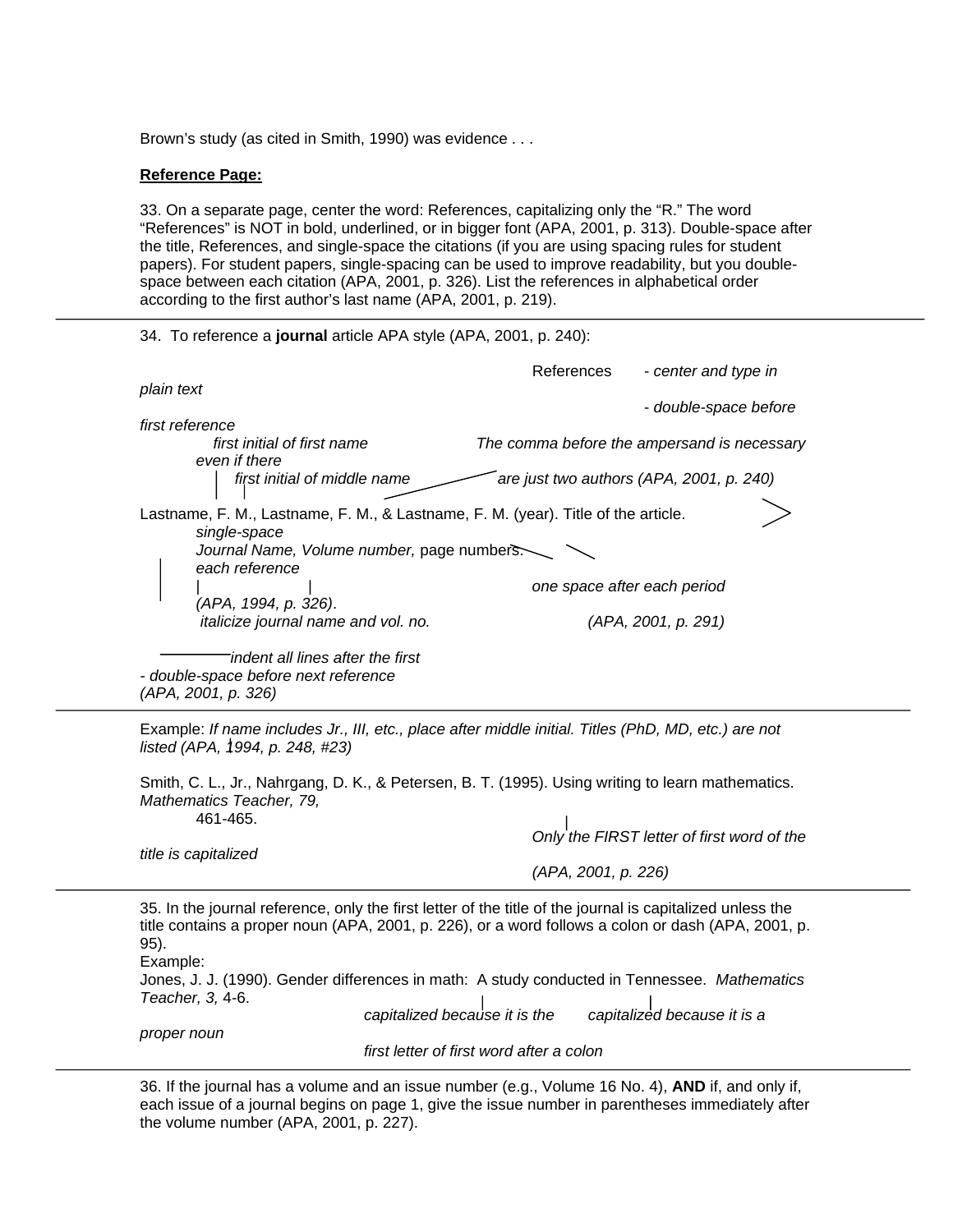Brown's study (as cited in Smith, 1990) was evidence . . .

**Reference Page:**

33. On a separate page, center the word: References, capitalizing only the "R." The word "References" is NOT in bold, underlined, or in bigger font (APA, 2001, p. 313). Double-space after the title, References, and single-space the citations (if you are using spacing rules for student papers). For student papers, single-spacing can be used to improve readability, but you double-space between each citation (APA, 2001, p. 326). List the references in alphabetical order according to the first author's last name (APA, 2001, p. 219).

---

34. To reference a **journal** article APA style (APA, 2001, p. 240):

References *- center and type in plain text*

*- double-space before first reference*

*first initial of first name* — *The comma before the ampersand is necessary even if there*

*first initial of middle name* — *are just two authors (APA, 2001, p. 240)*

Lastname, F. M., Lastname, F. M., & Lastname, F. M. (year). Title of the article.
    *Journal Name, Volume number,* page numbers.

*single-space each reference (APA, 1994, p. 326).*

*one space after each period (APA, 2001, p. 291)*

*italicize journal name and vol. no.*

*indent all lines after the first*

*- double-space before next reference (APA, 2001, p. 326)*

---

Example: *If name includes Jr., III, etc., place after middle initial. Titles (PhD, MD, etc.) are not listed (APA, 1994, p. 248, #23)*

Smith, C. L., Jr., Nahrgang, D. K., & Petersen, B. T. (1995). Using writing to learn mathematics. *Mathematics Teacher, 79,*
    461-465.

*Only the FIRST letter of first word of the title is capitalized (APA, 2001, p. 226)*

---

35. In the journal reference, only the first letter of the title of the journal is capitalized unless the title contains a proper noun (APA, 2001, p. 226), or a word follows a colon or dash (APA, 2001, p. 95).

Example:

Jones, J. J. (1990). Gender differences in math: A study conducted in Tennessee. *Mathematics Teacher, 3,* 4-6.

*capitalized because it is the first letter of first word after a colon* — *capitalized because it is a proper noun*

---

36. If the journal has a volume and an issue number (e.g., Volume 16 No. 4), **AND** if, and only if, each issue of a journal begins on page 1, give the issue number in parentheses immediately after the volume number (APA, 2001, p. 227).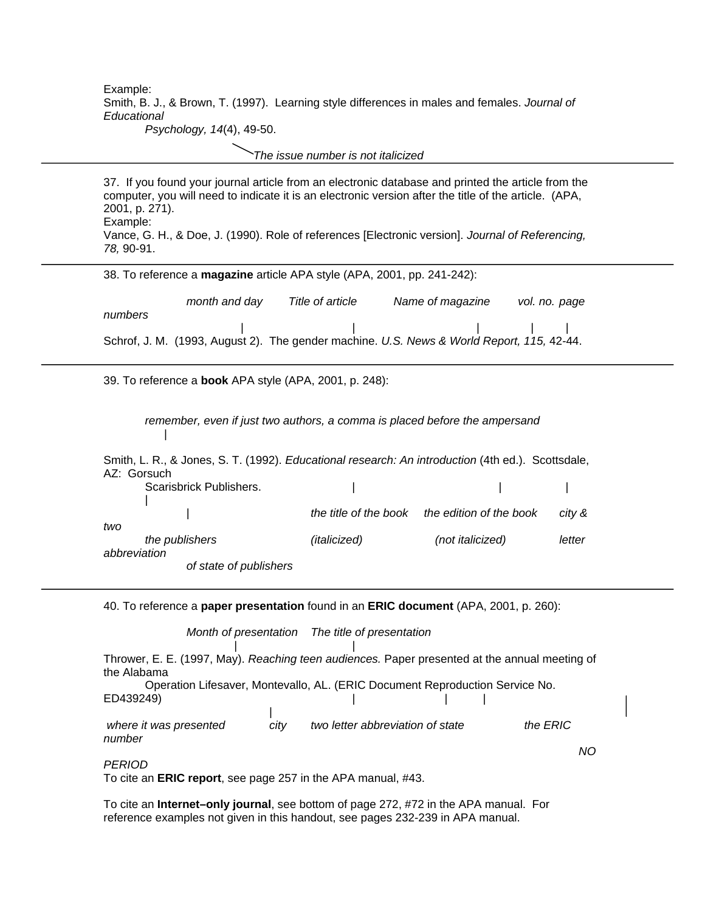Example:

Smith, B. J., & Brown, T. (1997). Learning style differences in males and females. *Journal of Educational Psychology, 14*(4), 49-50.

*The issue number is not italicized*

---

37. If you found your journal article from an electronic database and printed the article from the computer, you will need to indicate it is an electronic version after the title of the article. (APA, 2001, p. 271).

Example:

Vance, G. H., & Doe, J. (1990). Role of references [Electronic version]. *Journal of Referencing, 78,* 90-91.

---

38. To reference a **magazine** article APA style (APA, 2001, pp. 241-242):

*month and day* | *Title of article* | *Name of magazine* | *vol. no.* | *page numbers*

Schrof, J. M. (1993, August 2). The gender machine. *U.S. News & World Report, 115,* 42-44.

---

39. To reference a **book** APA style (APA, 2001, p. 248):

*remember, even if just two authors, a comma is placed before the ampersand*

Smith, L. R., & Jones, S. T. (1992). *Educational research: An introduction* (4th ed.). Scottsdale, AZ: Gorsuch Scarisbrick Publishers.

*the publishers* | *the title of the book (italicized)* | *the edition of the book (not italicized)* | *city & two letter abbreviation of state of publishers*

---

40. To reference a **paper presentation** found in an **ERIC document** (APA, 2001, p. 260):

*Month of presentation* | *The title of presentation*

Thrower, E. E. (1997, May). *Reaching teen audiences.* Paper presented at the annual meeting of the Alabama Operation Lifesaver, Montevallo, AL. (ERIC Document Reproduction Service No. ED439249)

*where it was presented* | *city* | *two letter abbreviation of state* | *the ERIC number* | *NO PERIOD*

To cite an **ERIC report**, see page 257 in the APA manual, #43.

To cite an **Internet–only journal**, see bottom of page 272, #72 in the APA manual. For reference examples not given in this handout, see pages 232-239 in APA manual.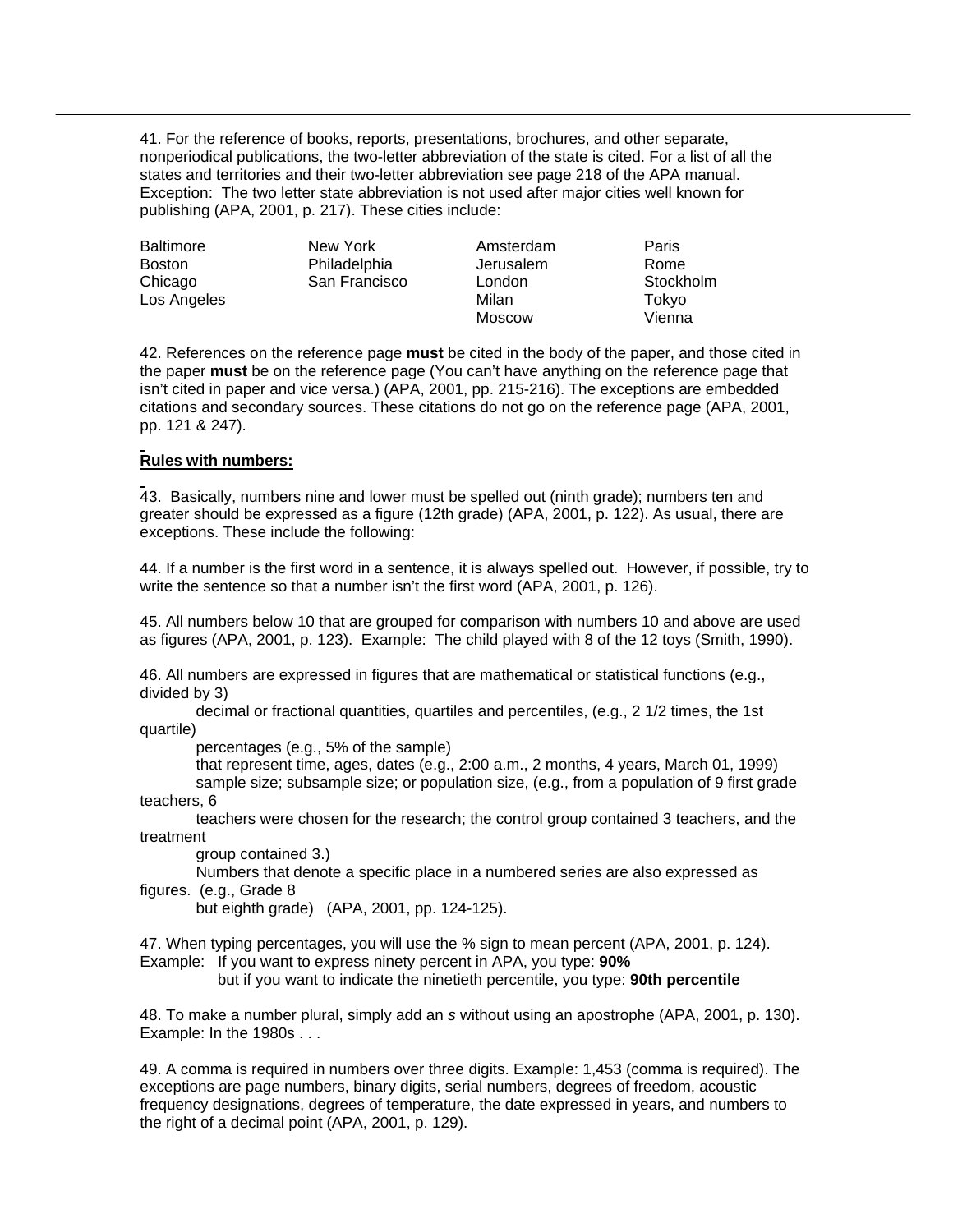41. For the reference of books, reports, presentations, brochures, and other separate, nonperiodical publications, the two-letter abbreviation of the state is cited. For a list of all the states and territories and their two-letter abbreviation see page 218 of the APA manual. Exception: The two letter state abbreviation is not used after major cities well known for publishing (APA, 2001, p. 217). These cities include:

| | | | |
|---|---|---|---|
| Baltimore | New York | Amsterdam | Paris |
| Boston | Philadelphia | Jerusalem | Rome |
| Chicago | San Francisco | London | Stockholm |
| Los Angeles | | Milan | Tokyo |
| | | Moscow | Vienna |

42. References on the reference page **must** be cited in the body of the paper, and those cited in the paper **must** be on the reference page (You can't have anything on the reference page that isn't cited in paper and vice versa.) (APA, 2001, pp. 215-216). The exceptions are embedded citations and secondary sources. These citations do not go on the reference page (APA, 2001, pp. 121 & 247).

**Rules with numbers:**

43. Basically, numbers nine and lower must be spelled out (ninth grade); numbers ten and greater should be expressed as a figure (12th grade) (APA, 2001, p. 122). As usual, there are exceptions. These include the following:

44. If a number is the first word in a sentence, it is always spelled out. However, if possible, try to write the sentence so that a number isn't the first word (APA, 2001, p. 126).

45. All numbers below 10 that are grouped for comparison with numbers 10 and above are used as figures (APA, 2001, p. 123). Example: The child played with 8 of the 12 toys (Smith, 1990).

46. All numbers are expressed in figures that are mathematical or statistical functions (e.g., divided by 3)

decimal or fractional quantities, quartiles and percentiles, (e.g., 2 1/2 times, the 1st quartile)

percentages (e.g., 5% of the sample)

that represent time, ages, dates (e.g., 2:00 a.m., 2 months, 4 years, March 01, 1999)

sample size; subsample size; or population size, (e.g., from a population of 9 first grade teachers, 6 teachers were chosen for the research; the control group contained 3 teachers, and the treatment group contained 3.)

Numbers that denote a specific place in a numbered series are also expressed as figures. (e.g., Grade 8 but eighth grade) (APA, 2001, pp. 124-125).

47. When typing percentages, you will use the % sign to mean percent (APA, 2001, p. 124).
Example: If you want to express ninety percent in APA, you type: **90%**
but if you want to indicate the ninetieth percentile, you type: **90th percentile**

48. To make a number plural, simply add an *s* without using an apostrophe (APA, 2001, p. 130). Example: In the 1980s . . .

49. A comma is required in numbers over three digits. Example: 1,453 (comma is required). The exceptions are page numbers, binary digits, serial numbers, degrees of freedom, acoustic frequency designations, degrees of temperature, the date expressed in years, and numbers to the right of a decimal point (APA, 2001, p. 129).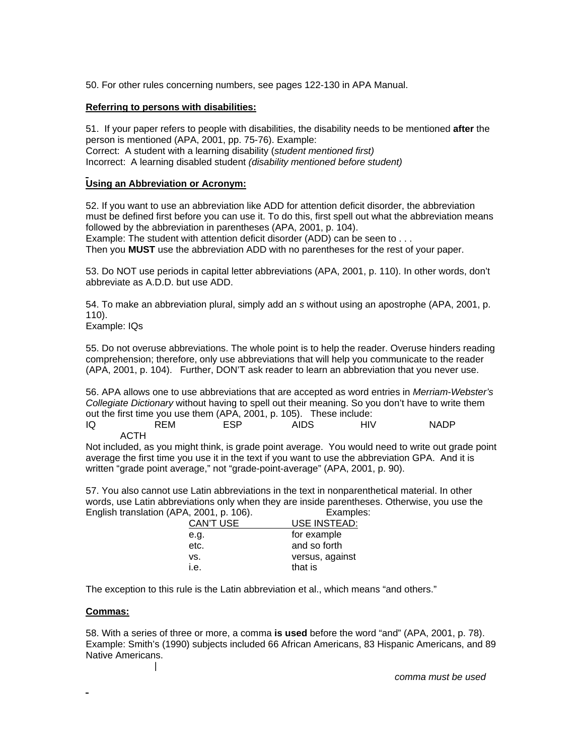50. For other rules concerning numbers, see pages 122-130 in APA Manual.

**Referring to persons with disabilities:**

51. If your paper refers to people with disabilities, the disability needs to be mentioned **after** the person is mentioned (APA, 2001, pp. 75-76). Example:
Correct: A student with a learning disability (*student mentioned first)*
Incorrect: A learning disabled student *(disability mentioned before student)*

**Using an Abbreviation or Acronym:**

52. If you want to use an abbreviation like ADD for attention deficit disorder, the abbreviation must be defined first before you can use it. To do this, first spell out what the abbreviation means followed by the abbreviation in parentheses (APA, 2001, p. 104).
Example: The student with attention deficit disorder (ADD) can be seen to . . .
Then you **MUST** use the abbreviation ADD with no parentheses for the rest of your paper.

53. Do NOT use periods in capital letter abbreviations (APA, 2001, p. 110). In other words, don't abbreviate as A.D.D. but use ADD.

54. To make an abbreviation plural, simply add an *s* without using an apostrophe (APA, 2001, p. 110).
Example: IQs

55. Do not overuse abbreviations. The whole point is to help the reader. Overuse hinders reading comprehension; therefore, only use abbreviations that will help you communicate to the reader (APA, 2001, p. 104). Further, DON'T ask reader to learn an abbreviation that you never use.

56. APA allows one to use abbreviations that are accepted as word entries in *Merriam-Webster's Collegiate Dictionary* without having to spell out their meaning. So you don't have to write them out the first time you use them (APA, 2001, p. 105). These include:
IQ REM ESP AIDS HIV NADP ACTH
Not included, as you might think, is grade point average. You would need to write out grade point average the first time you use it in the text if you want to use the abbreviation GPA. And it is written "grade point average," not "grade-point-average" (APA, 2001, p. 90).

57. You also cannot use Latin abbreviations in the text in nonparenthetical material. In other words, use Latin abbreviations only when they are inside parentheses. Otherwise, you use the English translation (APA, 2001, p. 106). Examples:

| CAN'T USE | USE INSTEAD: |
|---|---|
| e.g. | for example |
| etc. | and so forth |
| vs. | versus, against |
| i.e. | that is |

The exception to this rule is the Latin abbreviation et al., which means "and others."

**Commas:**

58. With a series of three or more, a comma **is used** before the word "and" (APA, 2001, p. 78).
Example: Smith's (1990) subjects included 66 African Americans, 83 Hispanic Americans, and 89 Native Americans.

*comma must be used*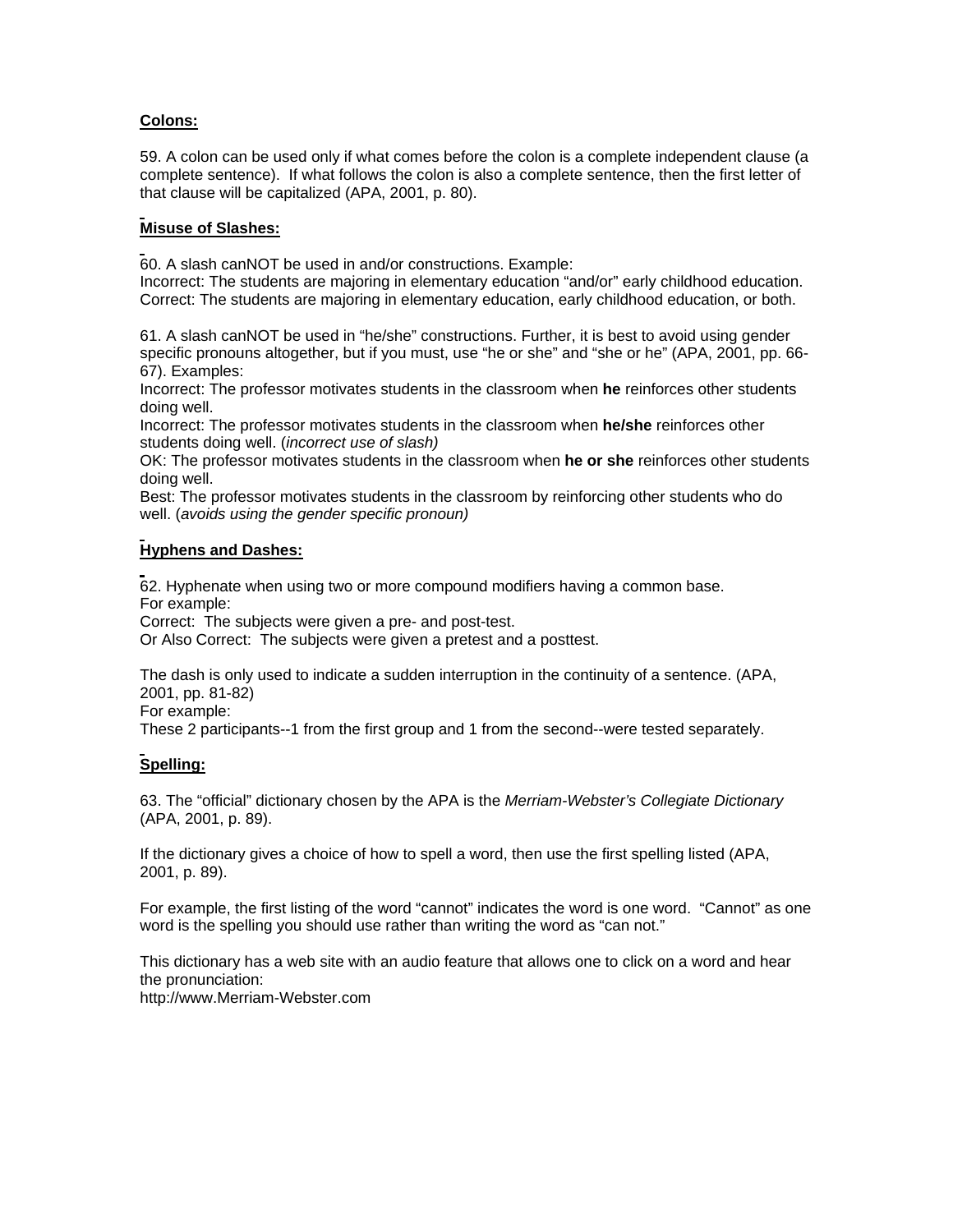**Colons:**

59. A colon can be used only if what comes before the colon is a complete independent clause (a complete sentence). If what follows the colon is also a complete sentence, then the first letter of that clause will be capitalized (APA, 2001, p. 80).

**Misuse of Slashes:**

60. A slash canNOT be used in and/or constructions. Example:
Incorrect: The students are majoring in elementary education "and/or" early childhood education.
Correct: The students are majoring in elementary education, early childhood education, or both.

61. A slash canNOT be used in "he/she" constructions. Further, it is best to avoid using gender specific pronouns altogether, but if you must, use "he or she" and "she or he" (APA, 2001, pp. 66-67). Examples:
Incorrect: The professor motivates students in the classroom when **he** reinforces other students doing well.
Incorrect: The professor motivates students in the classroom when **he/she** reinforces other students doing well. (*incorrect use of slash)*
OK: The professor motivates students in the classroom when **he or she** reinforces other students doing well.
Best: The professor motivates students in the classroom by reinforcing other students who do well. (*avoids using the gender specific pronoun)*

**Hyphens and Dashes:**

62. Hyphenate when using two or more compound modifiers having a common base.
For example:
Correct: The subjects were given a pre- and post-test.
Or Also Correct: The subjects were given a pretest and a posttest.

The dash is only used to indicate a sudden interruption in the continuity of a sentence. (APA, 2001, pp. 81-82)
For example:
These 2 participants--1 from the first group and 1 from the second--were tested separately.

**Spelling:**

63. The "official" dictionary chosen by the APA is the *Merriam-Webster's Collegiate Dictionary* (APA, 2001, p. 89).

If the dictionary gives a choice of how to spell a word, then use the first spelling listed (APA, 2001, p. 89).

For example, the first listing of the word "cannot" indicates the word is one word. "Cannot" as one word is the spelling you should use rather than writing the word as "can not."

This dictionary has a web site with an audio feature that allows one to click on a word and hear the pronunciation:
http://www.Merriam-Webster.com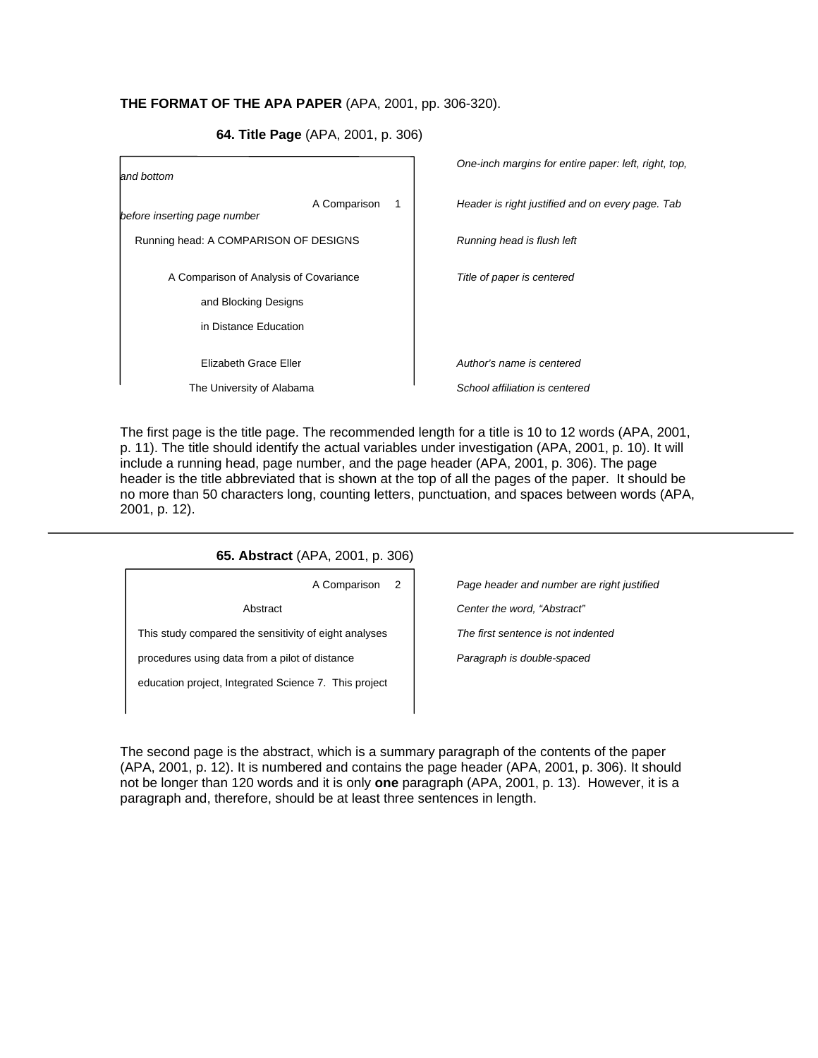**THE FORMAT OF THE APA PAPER** (APA, 2001, pp. 306-320).

### 64. Title Page (APA, 2001, p. 306)

| Sample | Notes |
|---|---|
| | *One-inch margins for entire paper: left, right, top, and bottom* |
| A Comparison 1 | *Header is right justified and on every page. Tab before inserting page number* |
| Running head: A COMPARISON OF DESIGNS | *Running head is flush left* |
| A Comparison of Analysis of Covariance and Blocking Designs in Distance Education | *Title of paper is centered* |
| Elizabeth Grace Eller | *Author's name is centered* |
| The University of Alabama | *School affiliation is centered* |

The first page is the title page. The recommended length for a title is 10 to 12 words (APA, 2001, p. 11). The title should identify the actual variables under investigation (APA, 2001, p. 10). It will include a running head, page number, and the page header (APA, 2001, p. 306). The page header is the title abbreviated that is shown at the top of all the pages of the paper. It should be no more than 50 characters long, counting letters, punctuation, and spaces between words (APA, 2001, p. 12).

---

### 65. Abstract (APA, 2001, p. 306)

| Sample | Notes |
|---|---|
| A Comparison 2 | *Page header and number are right justified* |
| Abstract | *Center the word, "Abstract"* |
| This study compared the sensitivity of eight analyses | *The first sentence is not indented* |
| procedures using data from a pilot of distance | *Paragraph is double-spaced* |
| education project, Integrated Science 7. This project | |

The second page is the abstract, which is a summary paragraph of the contents of the paper (APA, 2001, p. 12). It is numbered and contains the page header (APA, 2001, p. 306). It should not be longer than 120 words and it is only **one** paragraph (APA, 2001, p. 13). However, it is a paragraph and, therefore, should be at least three sentences in length.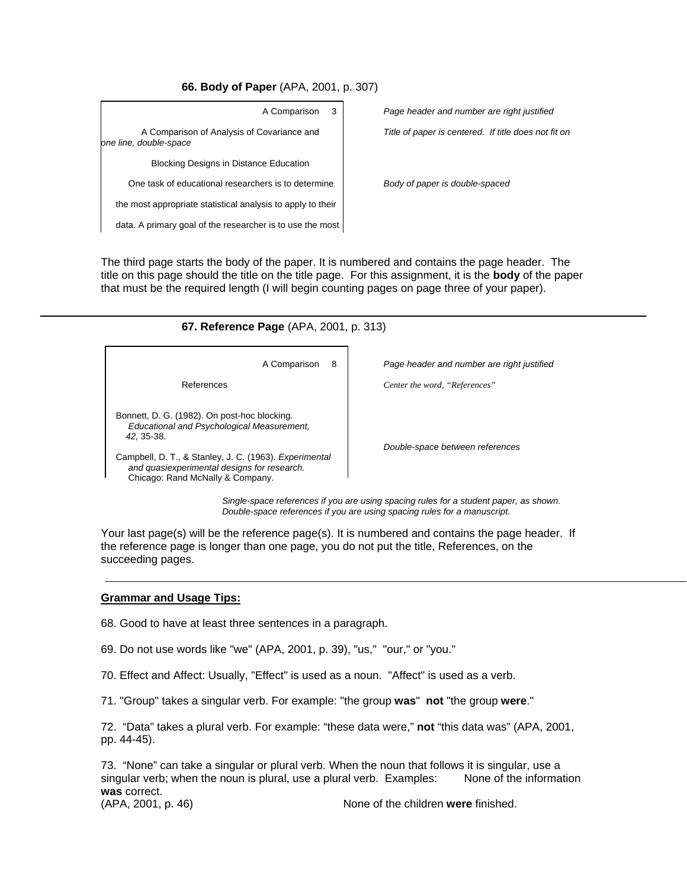**66. Body of Paper** (APA, 2001, p. 307)

| Example | Notes |
|---|---|
| A Comparison 3 | *Page header and number are right justified* |
| A Comparison of Analysis of Covariance and | *Title of paper is centered. If title does not fit on one line, double-space* |
| Blocking Designs in Distance Education | |
| One task of educational researchers is to determine | *Body of paper is double-spaced* |
| the most appropriate statistical analysis to apply to their | |
| data. A primary goal of the researcher is to use the most | |

The third page starts the body of the paper. It is numbered and contains the page header. The title on this page should the title on the title page. For this assignment, it is the **body** of the paper that must be the required length (I will begin counting pages on page three of your paper).

---

**67. Reference Page** (APA, 2001, p. 313)

| Example | Notes |
|---|---|
| A Comparison 8 | *Page header and number are right justified* |
| References | *Center the word, "References"* |
| Bonnett, D. G. (1982). On post-hoc blocking. *Educational and Psychological Measurement, 42,* 35-38. | |
| Campbell, D. T., & Stanley, J. C. (1963). *Experimental and quasiexperimental designs for research.* Chicago: Rand McNally & Company. | *Double-space between references* |

*Single-space references if you are using spacing rules for a student paper, as shown. Double-space references if you are using spacing rules for a manuscript.*

Your last page(s) will be the reference page(s). It is numbered and contains the page header. If the reference page is longer than one page, you do not put the title, References, on the succeeding pages.

---

**Grammar and Usage Tips:**

68. Good to have at least three sentences in a paragraph.

69. Do not use words like "we" (APA, 2001, p. 39), "us," "our," or "you."

70. Effect and Affect: Usually, "Effect" is used as a noun. "Affect" is used as a verb.

71. "Group" takes a singular verb. For example: "the group **was**" **not** "the group **were**."

72. "Data" takes a plural verb. For example: "these data were," **not** "this data was" (APA, 2001, pp. 44-45).

73. "None" can take a singular or plural verb. When the noun that follows it is singular, use a singular verb; when the noun is plural, use a plural verb. Examples: None of the information **was** correct. None of the children **were** finished. (APA, 2001, p. 46)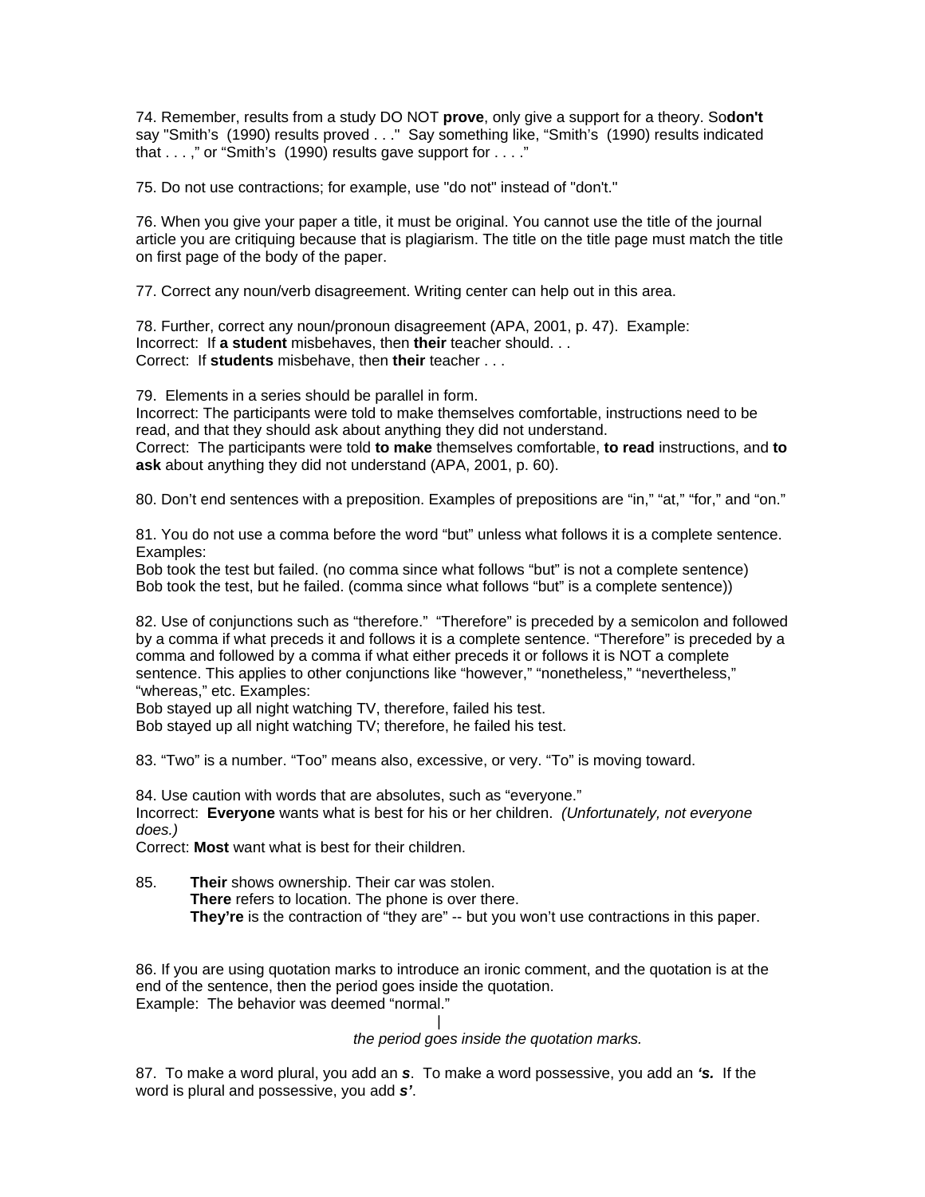74. Remember, results from a study DO NOT **prove**, only give a support for a theory. So**don't** say "Smith's (1990) results proved . . ." Say something like, "Smith's (1990) results indicated that . . . ," or "Smith's (1990) results gave support for . . . ."

75. Do not use contractions; for example, use "do not" instead of "don't."

76. When you give your paper a title, it must be original. You cannot use the title of the journal article you are critiquing because that is plagiarism. The title on the title page must match the title on first page of the body of the paper.

77. Correct any noun/verb disagreement. Writing center can help out in this area.

78. Further, correct any noun/pronoun disagreement (APA, 2001, p. 47). Example:
Incorrect: If **a student** misbehaves, then **their** teacher should. . .
Correct: If **students** misbehave, then **their** teacher . . .

79. Elements in a series should be parallel in form.
Incorrect: The participants were told to make themselves comfortable, instructions need to be read, and that they should ask about anything they did not understand.
Correct: The participants were told **to make** themselves comfortable, **to read** instructions, and **to ask** about anything they did not understand (APA, 2001, p. 60).

80. Don't end sentences with a preposition. Examples of prepositions are "in," "at," "for," and "on."

81. You do not use a comma before the word "but" unless what follows it is a complete sentence. Examples:
Bob took the test but failed. (no comma since what follows "but" is not a complete sentence)
Bob took the test, but he failed. (comma since what follows "but" is a complete sentence))

82. Use of conjunctions such as "therefore." "Therefore" is preceded by a semicolon and followed by a comma if what preceds it and follows it is a complete sentence. "Therefore" is preceded by a comma and followed by a comma if what either preceds it or follows it is NOT a complete sentence. This applies to other conjunctions like "however," "nonetheless," "nevertheless," "whereas," etc. Examples:
Bob stayed up all night watching TV, therefore, failed his test.
Bob stayed up all night watching TV; therefore, he failed his test.

83. "Two" is a number. "Too" means also, excessive, or very. "To" is moving toward.

84. Use caution with words that are absolutes, such as "everyone."
Incorrect: **Everyone** wants what is best for his or her children. *(Unfortunately, not everyone does.)*
Correct: **Most** want what is best for their children.

85. **Their** shows ownership. Their car was stolen.
**There** refers to location. The phone is over there.
**They're** is the contraction of "they are" -- but you won't use contractions in this paper.

86. If you are using quotation marks to introduce an ironic comment, and the quotation is at the end of the sentence, then the period goes inside the quotation.
Example: The behavior was deemed "normal."

|
*the period goes inside the quotation marks.*

87. To make a word plural, you add an ***s***. To make a word possessive, you add an ***'s.*** If the word is plural and possessive, you add ***s'***.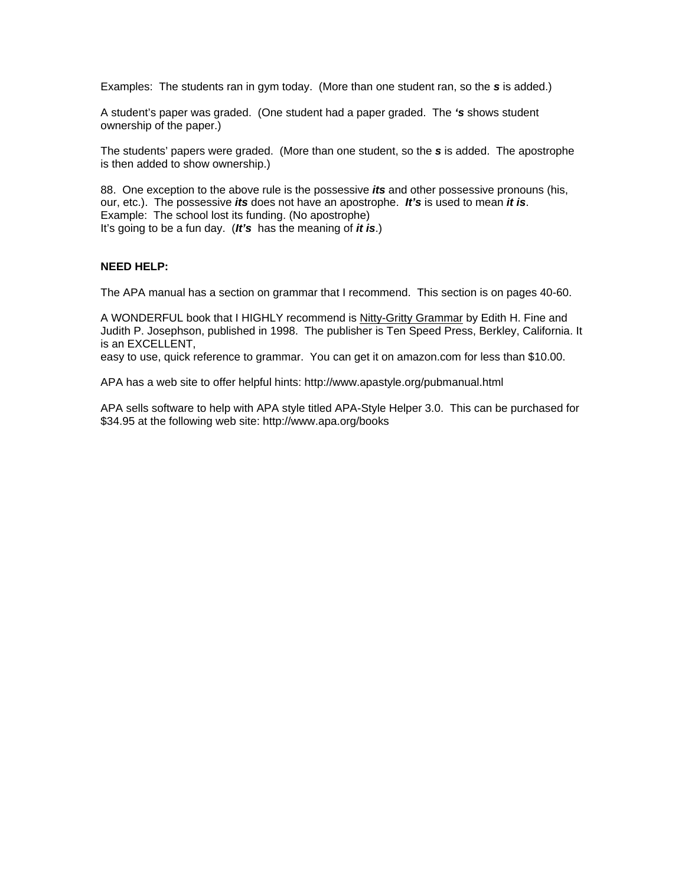Examples:  The students ran in gym today.  (More than one student ran, so the ***s*** is added.)

A student's paper was graded.  (One student had a paper graded.  The ***'s*** shows student ownership of the paper.)

The students' papers were graded.  (More than one student, so the ***s*** is added.  The apostrophe is then added to show ownership.)

88.  One exception to the above rule is the possessive ***its*** and other possessive pronouns (his, our, etc.).  The possessive ***its*** does not have an apostrophe.  ***It's*** is used to mean ***it is***.
Example:  The school lost its funding. (No apostrophe)
It's going to be a fun day.  (***It's***  has the meaning of ***it is***.)

**NEED HELP:**

The APA manual has a section on grammar that I recommend.  This section is on pages 40-60.

A WONDERFUL book that I HIGHLY recommend is <u>Nitty-Gritty Grammar</u> by Edith H. Fine and Judith P. Josephson, published in 1998.  The publisher is Ten Speed Press, Berkley, California. It is an EXCELLENT,
easy to use, quick reference to grammar.  You can get it on amazon.com for less than $10.00.

APA has a web site to offer helpful hints: http://www.apastyle.org/pubmanual.html

APA sells software to help with APA style titled APA-Style Helper 3.0.  This can be purchased for $34.95 at the following web site: http://www.apa.org/books